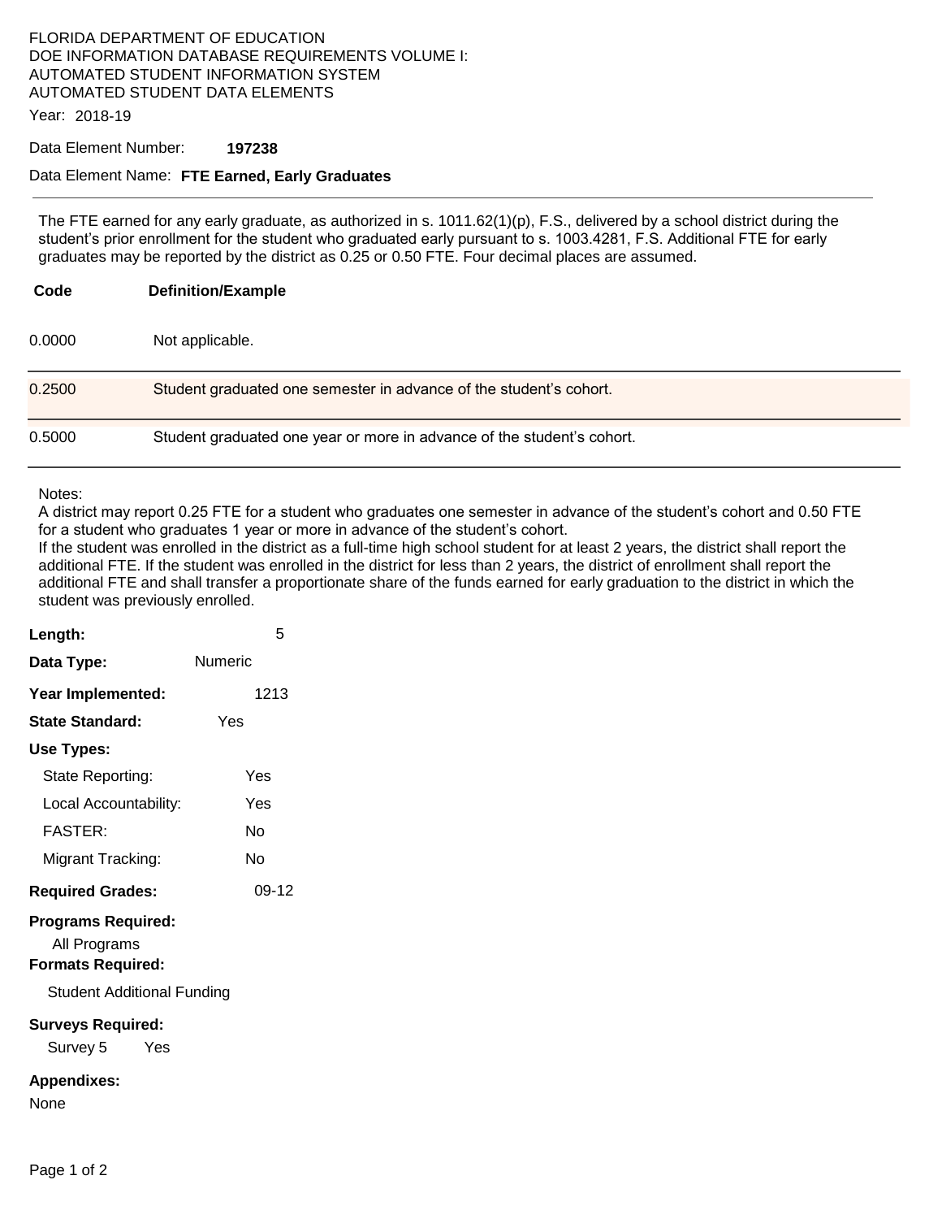FLORIDA DEPARTMENT OF EDUCATION
DOE INFORMATION DATABASE REQUIREMENTS VOLUME I:
AUTOMATED STUDENT INFORMATION SYSTEM
AUTOMATED STUDENT DATA ELEMENTS

Year: 2018-19

Data Element Number: **197238**

Data Element Name: **FTE Earned, Early Graduates**

---

The FTE earned for any early graduate, as authorized in s. 1011.62(1)(p), F.S., delivered by a school district during the student's prior enrollment for the student who graduated early pursuant to s. 1003.4281, F.S. Additional FTE for early graduates may be reported by the district as 0.25 or 0.50 FTE. Four decimal places are assumed.

| Code | Definition/Example |
|---|---|
| 0.0000 | Not applicable. |
| 0.2500 | Student graduated one semester in advance of the student's cohort. |
| 0.5000 | Student graduated one year or more in advance of the student's cohort. |

Notes:
A district may report 0.25 FTE for a student who graduates one semester in advance of the student's cohort and 0.50 FTE for a student who graduates 1 year or more in advance of the student's cohort.
If the student was enrolled in the district as a full-time high school student for at least 2 years, the district shall report the additional FTE. If the student was enrolled in the district for less than 2 years, the district of enrollment shall report the additional FTE and shall transfer a proportionate share of the funds earned for early graduation to the district in which the student was previously enrolled.

**Length:** 5

**Data Type:** Numeric

**Year Implemented:** 1213

**State Standard:** Yes

**Use Types:**

- State Reporting: Yes
- Local Accountability: Yes
- FASTER: No
- Migrant Tracking: No

**Required Grades:** 09-12

**Programs Required:**

All Programs

**Formats Required:**

Student Additional Funding

**Surveys Required:**

Survey 5 Yes

**Appendixes:**

None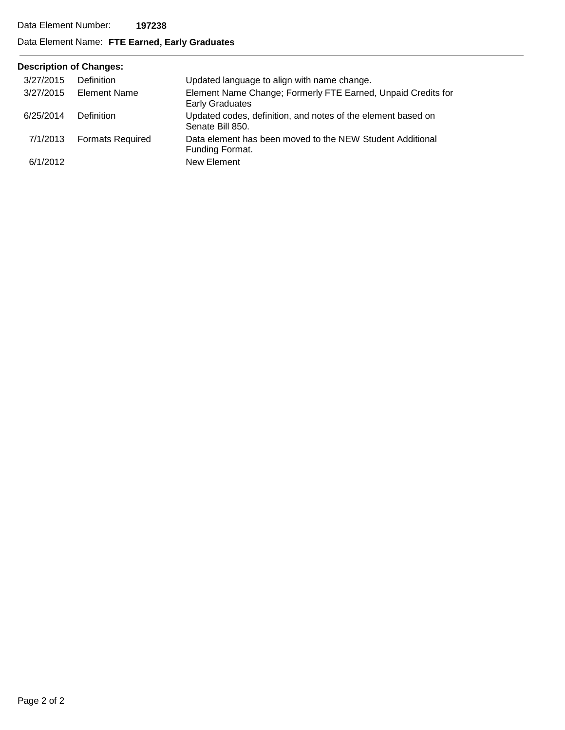Data Element Number: **197238**

Data Element Name: **FTE Earned, Early Graduates**

---

**Description of Changes:**

| | | |
|---|---|---|
| 3/27/2015 | Definition | Updated language to align with name change. |
| 3/27/2015 | Element Name | Element Name Change; Formerly FTE Earned, Unpaid Credits for Early Graduates |
| 6/25/2014 | Definition | Updated codes, definition, and notes of the element based on Senate Bill 850. |
| 7/1/2013 | Formats Required | Data element has been moved to the NEW Student Additional Funding Format. |
| 6/1/2012 | | New Element |